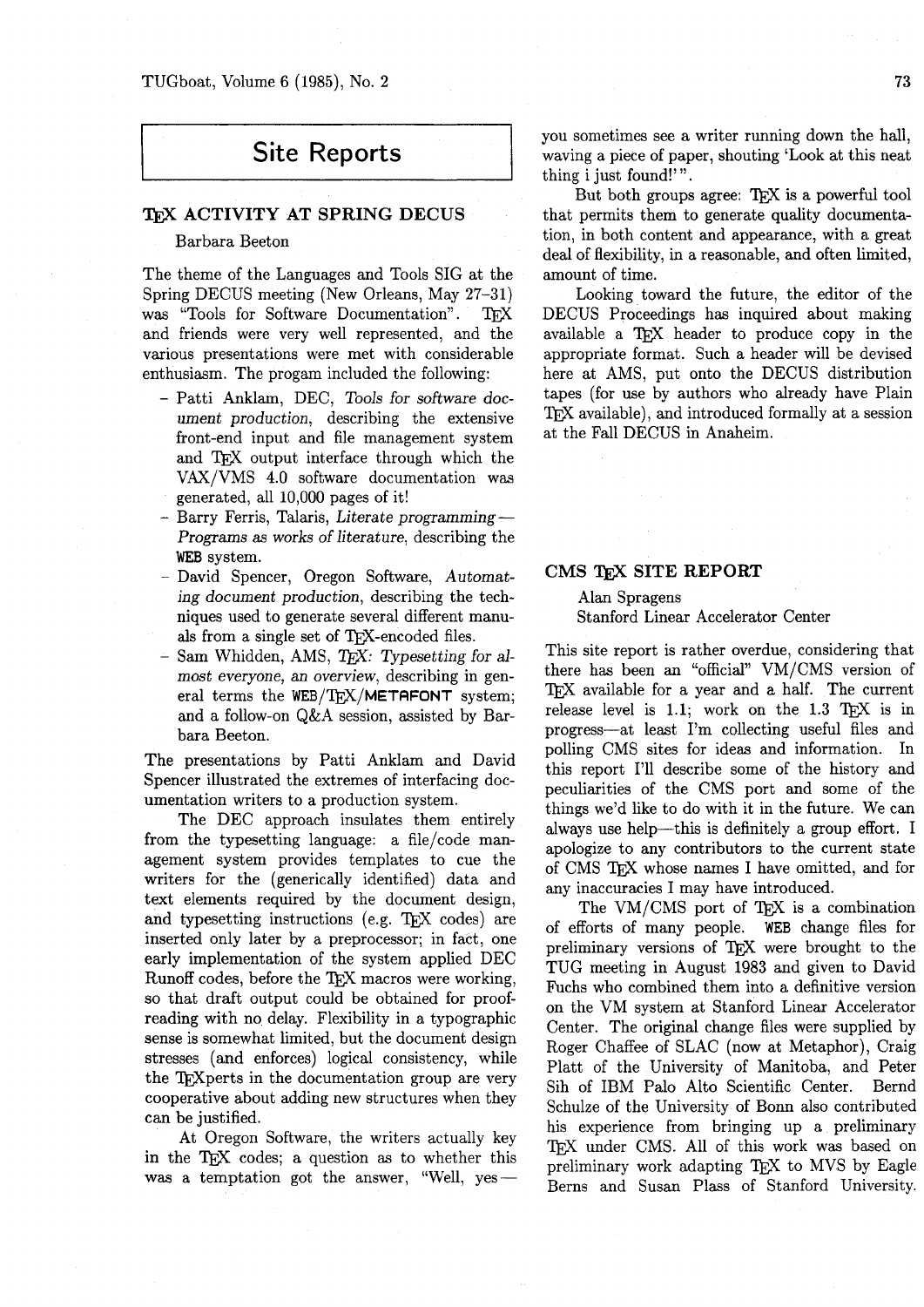# Site Reports

## TeX ACTIVITY AT SPRING DECUS

Barbara Beeton

The theme of the Languages and Tools SIG at the Spring DECUS meeting (New Orleans, May 27–31) was "Tools for Software Documentation". TeX and friends were very well represented, and the various presentations were met with considerable enthusiasm. The progam included the following:

- Patti Anklam, DEC, *Tools for software document production*, describing the extensive front-end input and file management system and TeX output interface through which the VAX/VMS 4.0 software documentation was generated, all 10,000 pages of it!
- Barry Ferris, Talaris, *Literate programming — Programs as works of literature*, describing the WEB system.
- David Spencer, Oregon Software, *Automating document production*, describing the techniques used to generate several different manuals from a single set of TeX-encoded files.
- Sam Whidden, AMS, *TeX: Typesetting for almost everyone, an overview*, describing in general terms the WEB/TeX/METAFONT system; and a follow-on Q&A session, assisted by Barbara Beeton.

The presentations by Patti Anklam and David Spencer illustrated the extremes of interfacing documentation writers to a production system.

The DEC approach insulates them entirely from the typesetting language: a file/code management system provides templates to cue the writers for the (generically identified) data and text elements required by the document design, and typesetting instructions (e.g. TeX codes) are inserted only later by a preprocessor; in fact, one early implementation of the system applied DEC Runoff codes, before the TeX macros were working, so that draft output could be obtained for proofreading with no delay. Flexibility in a typographic sense is somewhat limited, but the document design stresses (and enforces) logical consistency, while the TeXperts in the documentation group are very cooperative about adding new structures when they can be justified.

At Oregon Software, the writers actually key in the TeX codes; a question as to whether this was a temptation got the answer, "Well, yes — you sometimes see a writer running down the hall, waving a piece of paper, shouting 'Look at this neat thing i just found!'".

But both groups agree: TeX is a powerful tool that permits them to generate quality documentation, in both content and appearance, with a great deal of flexibility, in a reasonable, and often limited, amount of time.

Looking toward the future, the editor of the DECUS Proceedings has inquired about making available a TeX header to produce copy in the appropriate format. Such a header will be devised here at AMS, put onto the DECUS distribution tapes (for use by authors who already have Plain TeX available), and introduced formally at a session at the Fall DECUS in Anaheim.

## CMS TeX SITE REPORT

Alan Spragens
Stanford Linear Accelerator Center

This site report is rather overdue, considering that there has been an "official" VM/CMS version of TeX available for a year and a half. The current release level is 1.1; work on the 1.3 TeX is in progress—at least I'm collecting useful files and polling CMS sites for ideas and information. In this report I'll describe some of the history and peculiarities of the CMS port and some of the things we'd like to do with it in the future. We can always use help—this is definitely a group effort. I apologize to any contributors to the current state of CMS TeX whose names I have omitted, and for any inaccuracies I may have introduced.

The VM/CMS port of TeX is a combination of efforts of many people. WEB change files for preliminary versions of TeX were brought to the TUG meeting in August 1983 and given to David Fuchs who combined them into a definitive version on the VM system at Stanford Linear Accelerator Center. The original change files were supplied by Roger Chaffee of SLAC (now at Metaphor), Craig Platt of the University of Manitoba, and Peter Sih of IBM Palo Alto Scientific Center. Bernd Schulze of the University of Bonn also contributed his experience from bringing up a preliminary TeX under CMS. All of this work was based on preliminary work adapting TeX to MVS by Eagle Berns and Susan Plass of Stanford University.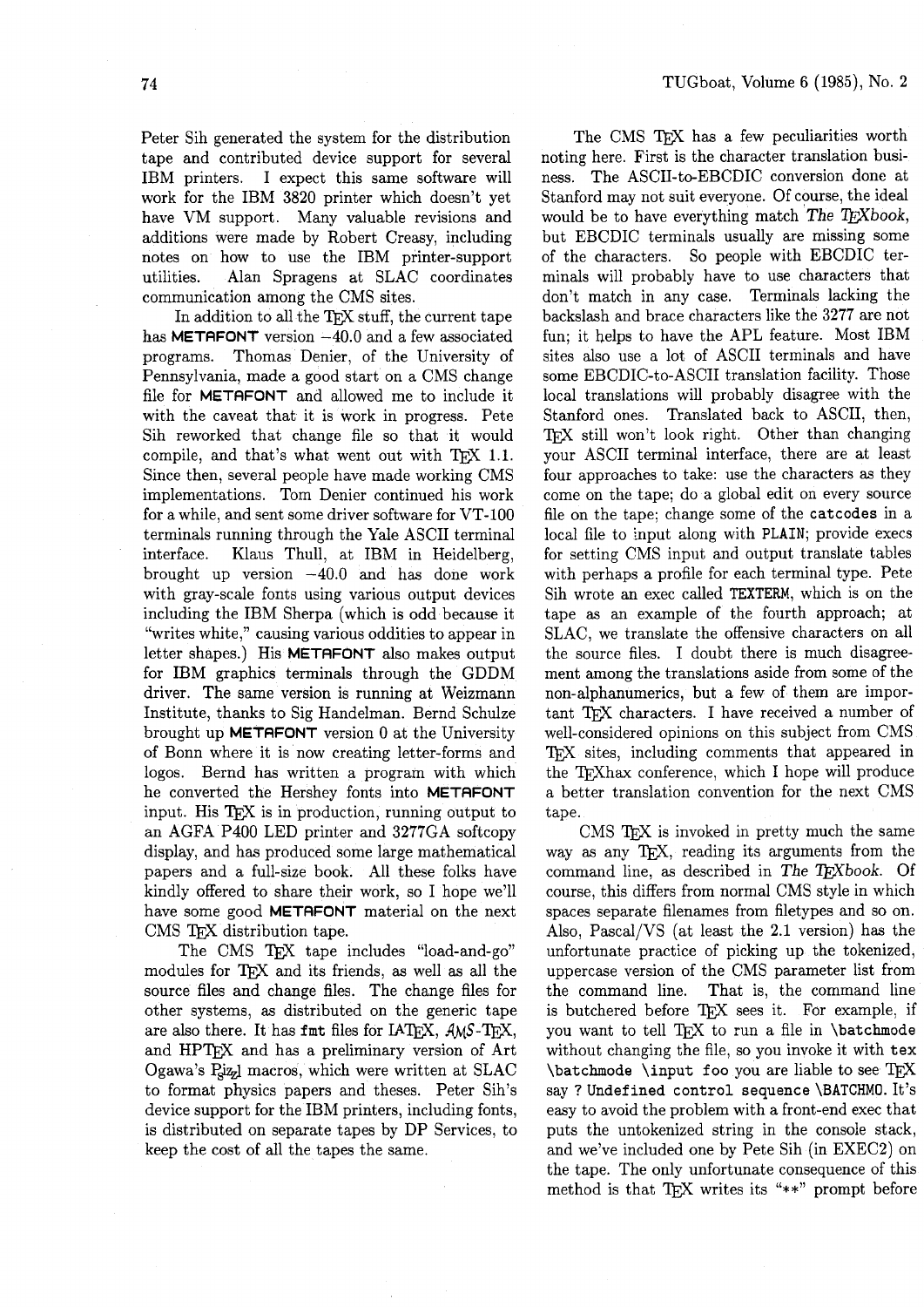Peter Sih generated the system for the distribution tape and contributed device support for several IBM printers. I expect this same software will work for the IBM 3820 printer which doesn't yet have VM support. Many valuable revisions and additions were made by Robert Creasy, including notes on how to use the IBM printer-support utilities. Alan Spragens at SLAC coordinates communication among the CMS sites.

In addition to all the TeX stuff, the current tape has **METAFONT** version −40.0 and a few associated programs. Thomas Denier, of the University of Pennsylvania, made a good start on a CMS change file for **METAFONT** and allowed me to include it with the caveat that it is work in progress. Pete Sih reworked that change file so that it would compile, and that's what went out with TeX 1.1. Since then, several people have made working CMS implementations. Tom Denier continued his work for a while, and sent some driver software for VT-100 terminals running through the Yale ASCII terminal interface. Klaus Thull, at IBM in Heidelberg, brought up version −40.0 and has done work with gray-scale fonts using various output devices including the IBM Sherpa (which is odd because it "writes white," causing various oddities to appear in letter shapes.) His **METAFONT** also makes output for IBM graphics terminals through the GDDM driver. The same version is running at Weizmann Institute, thanks to Sig Handelman. Bernd Schulze brought up **METAFONT** version 0 at the University of Bonn where it is now creating letter-forms and logos. Bernd has written a program with which he converted the Hershey fonts into **METAFONT** input. His TeX is in production, running output to an AGFA P400 LED printer and 3277GA softcopy display, and has produced some large mathematical papers and a full-size book. All these folks have kindly offered to share their work, so I hope we'll have some good **METAFONT** material on the next CMS TeX distribution tape.

The CMS TeX tape includes "load-and-go" modules for TeX and its friends, as well as all the source files and change files. The change files for other systems, as distributed on the generic tape are also there. It has `fmt` files for LaTeX, AMS-TeX, and HPTeX and has a preliminary version of Art Ogawa's PizzI macros, which were written at SLAC to format physics papers and theses. Peter Sih's device support for the IBM printers, including fonts, is distributed on separate tapes by DP Services, to keep the cost of all the tapes the same.

The CMS TeX has a few peculiarities worth noting here. First is the character translation business. The ASCII-to-EBCDIC conversion done at Stanford may not suit everyone. Of course, the ideal would be to have everything match *The TeXbook*, but EBCDIC terminals usually are missing some of the characters. So people with EBCDIC terminals will probably have to use characters that don't match in any case. Terminals lacking the backslash and brace characters like the 3277 are not fun; it helps to have the APL feature. Most IBM sites also use a lot of ASCII terminals and have some EBCDIC-to-ASCII translation facility. Those local translations will probably disagree with the Stanford ones. Translated back to ASCII, then, TeX still won't look right. Other than changing your ASCII terminal interface, there are at least four approaches to take: use the characters as they come on the tape; do a global edit on every source file on the tape; change some of the `catcodes` in a local file to input along with `PLAIN`; provide execs for setting CMS input and output translate tables with perhaps a profile for each terminal type. Pete Sih wrote an exec called `TEXTERM`, which is on the tape as an example of the fourth approach; at SLAC, we translate the offensive characters on all the source files. I doubt there is much disagreement among the translations aside from some of the non-alphanumerics, but a few of them are important TeX characters. I have received a number of well-considered opinions on this subject from CMS TeX sites, including comments that appeared in the TeXhax conference, which I hope will produce a better translation convention for the next CMS tape.

CMS TeX is invoked in pretty much the same way as any TeX, reading its arguments from the command line, as described in *The TeXbook*. Of course, this differs from normal CMS style in which spaces separate filenames from filetypes and so on. Also, Pascal/VS (at least the 2.1 version) has the unfortunate practice of picking up the tokenized, uppercase version of the CMS parameter list from the command line. That is, the command line is butchered before TeX sees it. For example, if you want to tell TeX to run a file in `\batchmode` without changing the file, so you invoke it with `tex \batchmode \input foo` you are liable to see TeX say `? Undefined control sequence \BATCHMO`. It's easy to avoid the problem with a front-end exec that puts the untokenized string in the console stack, and we've included one by Pete Sih (in EXEC2) on the tape. The only unfortunate consequence of this method is that TeX writes its "**" prompt before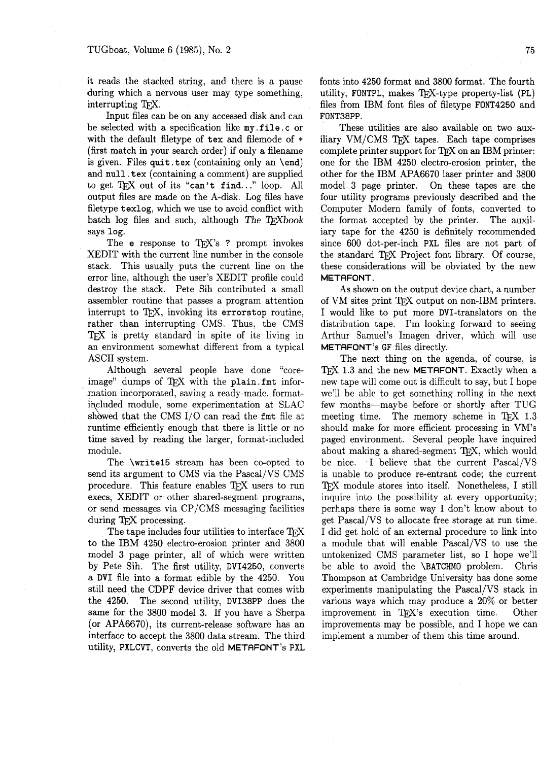it reads the stacked string, and there is a pause during which a nervous user may type something, interrupting TeX.

Input files can be on any accessed disk and can be selected with a specification like `my.file.c` or with the default filetype of `tex` and filemode of * (first match in your search order) if only a filename is given. Files `quit.tex` (containing only an `\end`) and `null.tex` (containing a comment) are supplied to get TeX out of its "`can't find...`" loop. All output files are made on the A-disk. Log files have filetype `texlog`, which we use to avoid conflict with batch log files and such, although *The TeXbook* says `log`.

The `e` response to TeX's `?` prompt invokes XEDIT with the current line number in the console stack. This usually puts the current line on the error line, although the user's XEDIT profile could destroy the stack. Pete Sih contributed a small assembler routine that passes a program attention interrupt to TeX, invoking its `errorstop` routine, rather than interrupting CMS. Thus, the CMS TeX is pretty standard in spite of its living in an environment somewhat different from a typical ASCII system.

Although several people have done "core-image" dumps of TeX with the `plain.fmt` information incorporated, saving a ready-made, format-included module, some experimentation at SLAC showed that the CMS I/O can read the `fmt` file at runtime efficiently enough that there is little or no time saved by reading the larger, format-included module.

The `\write15` stream has been co-opted to send its argument to CMS via the Pascal/VS CMS procedure. This feature enables TeX users to run execs, XEDIT or other shared-segment programs, or send messages via CP/CMS messaging facilities during TeX processing.

The tape includes four utilities to interface TeX to the IBM 4250 electro-erosion printer and 3800 model 3 page printer, all of which were written by Pete Sih. The first utility, `DVI4250`, converts a `DVI` file into a format edible by the 4250. You still need the CDPF device driver that comes with the 4250. The second utility, `DVI38PP` does the same for the 3800 model 3. If you have a Sherpa (or APA6670), its current-release software has an interface to accept the 3800 data stream. The third utility, `PXLCVT`, converts the old METAFONT's `PXL` fonts into 4250 format and 3800 format. The fourth utility, `FONTPL`, makes TeX-type property-list (`PL`) files from IBM font files of filetype `FONT4250` and `FONT38PP`.

These utilities are also available on two auxiliary VM/CMS TeX tapes. Each tape comprises complete printer support for TeX on an IBM printer: one for the IBM 4250 electro-erosion printer, the other for the IBM APA6670 laser printer and 3800 model 3 page printer. On these tapes are the four utility programs previously described and the Computer Modern family of fonts, converted to the format accepted by the printer. The auxiliary tape for the 4250 is definitely recommended since 600 dot-per-inch `PXL` files are not part of the standard TeX Project font library. Of course, these considerations will be obviated by the new METAFONT.

As shown on the output device chart, a number of VM sites print TeX output on non-IBM printers. I would like to put more `DVI`-translators on the distribution tape. I'm looking forward to seeing Arthur Samuel's Imagen driver, which will use METAFONT's `GF` files directly.

The next thing on the agenda, of course, is TeX 1.3 and the new METAFONT. Exactly when a new tape will come out is difficult to say, but I hope we'll be able to get something rolling in the next few months—maybe before or shortly after TUG meeting time. The memory scheme in TeX 1.3 should make for more efficient processing in VM's paged environment. Several people have inquired about making a shared-segment TeX, which would be nice. I believe that the current Pascal/VS is unable to produce re-entrant code; the current TeX module stores into itself. Nonetheless, I still inquire into the possibility at every opportunity; perhaps there is some way I don't know about to get Pascal/VS to allocate free storage at run time. I did get hold of an external procedure to link into a module that will enable Pascal/VS to use the untokenized CMS parameter list, so I hope we'll be able to avoid the `\BATCHMO` problem. Chris Thompson at Cambridge University has done some experiments manipulating the Pascal/VS stack in various ways which may produce a 20% or better improvement in TeX's execution time. Other improvements may be possible, and I hope we can implement a number of them this time around.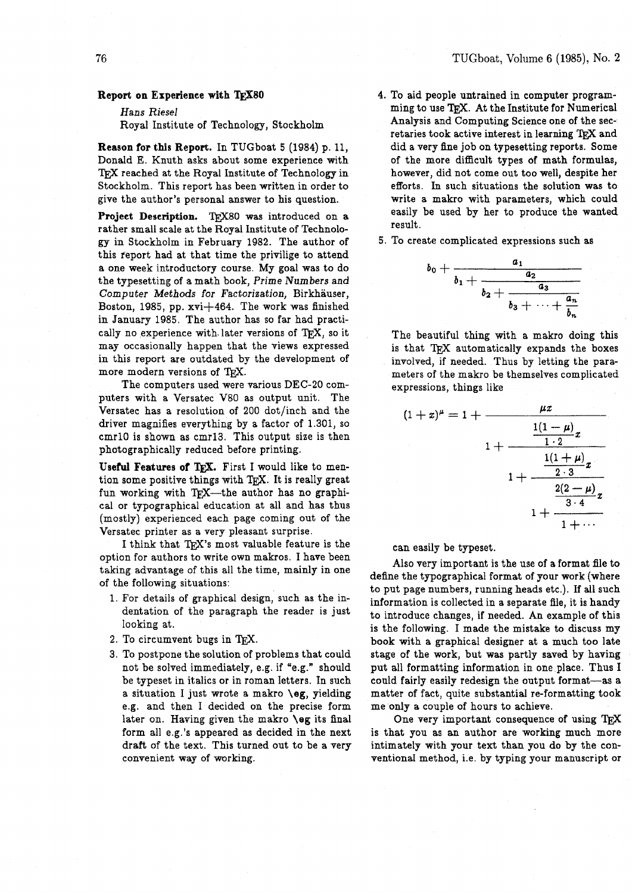## Report on Experience with TEX80

*Hans Riesel*
Royal Institute of Technology, Stockholm

**Reason for this Report.** In TUGboat 5 (1984) p. 11, Donald E. Knuth asks about some experience with TEX reached at the Royal Institute of Technology in Stockholm. This report has been written in order to give the author's personal answer to his question.

**Project Description.** TEX80 was introduced on a rather small scale at the Royal Institute of Technology in Stockholm in February 1982. The author of this report had at that time the privilige to attend a one week introductory course. My goal was to do the typesetting of a math book, *Prime Numbers and Computer Methods for Factorization*, Birkhäuser, Boston, 1985, pp. xvi+464. The work was finished in January 1985. The author has so far had practically no experience with later versions of TEX, so it may occasionally happen that the views expressed in this report are outdated by the development of more modern versions of TEX.

The computers used were various DEC-20 computers with a Versatec V80 as output unit. The Versatec has a resolution of 200 dot/inch and the driver magnifies everything by a factor of 1.301, so cmr10 is shown as cmr13. This output size is then photographically reduced before printing.

**Useful Features of TEX.** First I would like to mention some positive things with TEX. It is really great fun working with TEX—the author has no graphical or typographical education at all and has thus (mostly) experienced each page coming out of the Versatec printer as a very pleasant surprise.

I think that TEX's most valuable feature is the option for authors to write own makros. I have been taking advantage of this all the time, mainly in one of the following situations:

1. For details of graphical design, such as the indentation of the paragraph the reader is just looking at.
2. To circumvent bugs in TEX.
3. To postpone the solution of problems that could not be solved immediately, e.g. if "e.g." should be typeset in italics or in roman letters. In such a situation I just wrote a makro **\eg**, yielding e.g. and then I decided on the precise form later on. Having given the makro **\eg** its final form all e.g.'s appeared as decided in the next draft of the text. This turned out to be a very convenient way of working.
4. To aid people untrained in computer programming to use TEX. At the Institute for Numerical Analysis and Computing Science one of the secretaries took active interest in learning TEX and did a very fine job on typesetting reports. Some of the more difficult types of math formulas, however, did not come out too well, despite her efforts. In such situations the solution was to write a makro with parameters, which could easily be used by her to produce the wanted result.
5. To create complicated expressions such as

$$b_0+\cfrac{a_1}{b_1+\cfrac{a_2}{b_2+\cfrac{a_3}{b_3+\cdots+\cfrac{a_n}{b_n}}}}$$

The beautiful thing with a makro doing this is that TEX automatically expands the boxes involved, if needed. Thus by letting the parameters of the makro be themselves complicated expressions, things like

$$(1+x)^\mu = 1+\cfrac{\mu x}{1+\cfrac{\dfrac{1(1-\mu)}{1\cdot 2}x}{1+\cfrac{\dfrac{1(1+\mu)}{2\cdot 3}x}{1+\cfrac{\dfrac{2(2-\mu)}{3\cdot 4}x}{1+\cdots}}}}$$

can easily be typeset.

Also very important is the use of a format file to define the typographical format of your work (where to put page numbers, running heads etc.). If all such information is collected in a separate file, it is handy to introduce changes, if needed. An example of this is the following. I made the mistake to discuss my book with a graphical designer at a much too late stage of the work, but was partly saved by having put all formatting information in one place. Thus I could fairly easily redesign the output format—as a matter of fact, quite substantial re-formatting took me only a couple of hours to achieve.

One very important consequence of using TEX is that you as an author are working much more intimately with your text than you do by the conventional method, i.e. by typing your manuscript or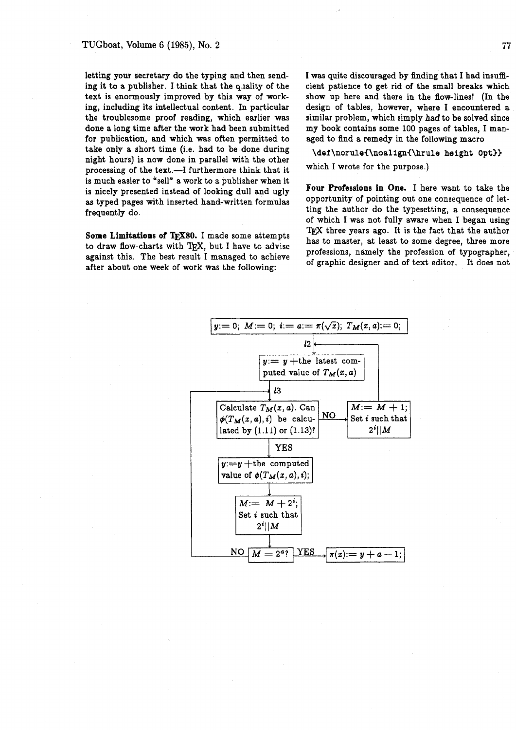letting your secretary do the typing and then sending it to a publisher. I think that the quality of the text is enormously improved by this way of working, including its intellectual content. In particular the troublesome proof reading, which earlier was done a long time after the work had been submitted for publication, and which was often permitted to take only a short time (i.e. had to be done during night hours) is now done in parallel with the other processing of the text.—I furthermore think that it is much easier to "sell" a work to a publisher when it is nicely presented instead of looking dull and ugly as typed pages with inserted hand-written formulas frequently do.

**Some Limitations of TEX80.** I made some attempts to draw flow-charts with TEX, but I have to advise against this. The best result I managed to achieve after about one week of work was the following:

I was quite discouraged by finding that I had insufficient patience to get rid of the small breaks which show up here and there in the flow-lines! (In the design of tables, however, where I encountered a similar problem, which simply *had* to be solved since my book contains some 100 pages of tables, I managed to find a remedy in the following macro

```
\def\norule{\noalign{\hrule height 0pt}}
```

which I wrote for the purpose.)

**Four Professions in One.** I here want to take the opportunity of pointing out one consequence of letting the author do the typesetting, a consequence of which I was not fully aware when I began using TEX three years ago. It is the fact that the author has to master, at least to some degree, three more professions, namely the profession of typographer, of graphic designer and of text editor. It does not

$y{:=}\ 0$; $M{:=}\ 0$; $i{:=}\ a{:=}\ \pi(\sqrt{x})$; $T_M(x,a){:=}\ 0$;

$l2$

$y{:=}\ y\ +$the latest computed value of $T_M(x,a)$

$l3$

Calculate $T_M(x,a)$. Can $\phi(T_M(x,a),i)$ be calculated by (1.11) or (1.13)?

NO → $M{:=}\ M+1$; Set $i$ such that $2^i||M$

YES

$y{:=}y\ +$the computed value of $\phi(T_M(x,a),i)$;

$M{:=}\ M+2^i$; Set $i$ such that $2^i||M$

NO ← $M=2^a$? → YES

$\pi(x){:=}\ y+a-1$;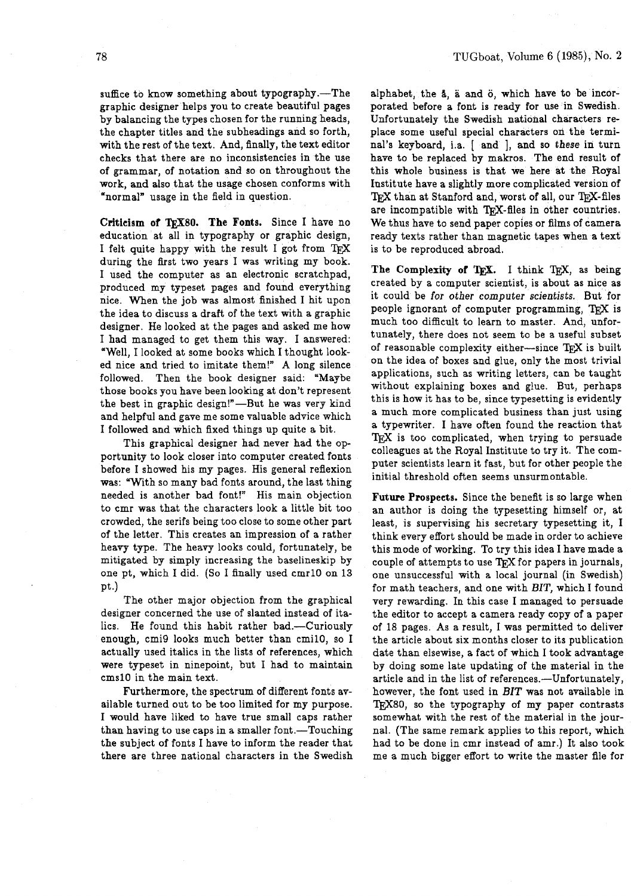suffice to know something about typography.—The graphic designer helps you to create beautiful pages by balancing the types chosen for the running heads, the chapter titles and the subheadings and so forth, with the rest of the text. And, finally, the text editor checks that there are no inconsistencies in the use of grammar, of notation and so on throughout the work, and also that the usage chosen conforms with "normal" usage in the field in question.

**Criticism of TEX80. The Fonts.** Since I have no education at all in typography or graphic design, I felt quite happy with the result I got from TEX during the first two years I was writing my book. I used the computer as an electronic scratchpad, produced my typeset pages and found everything nice. When the job was almost finished I hit upon the idea to discuss a draft of the text with a graphic designer. He looked at the pages and asked me how I had managed to get them this way. I answered: "Well, I looked at some books which I thought looked nice and tried to imitate them!" A long silence followed. Then the book designer said: "Maybe those books you have been looking at don't represent the best in graphic design!"—But he was very kind and helpful and gave me some valuable advice which I followed and which fixed things up quite a bit.

This graphical designer had never had the opportunity to look closer into computer created fonts before I showed his my pages. His general reflexion was: "With so many bad fonts around, the last thing needed is another bad font!" His main objection to cmr was that the characters look a little bit too crowded, the serifs being too close to some other part of the letter. This creates an impression of a rather heavy type. The heavy looks could, fortunately, be mitigated by simply increasing the baselineskip by one pt, which I did. (So I finally used cmr10 on 13 pt.)

The other major objection from the graphical designer concerned the use of slanted instead of italics. He found this habit rather bad.—Curiously enough, cmi9 looks much better than cmi10, so I actually used italics in the lists of references, which were typeset in ninepoint, but I had to maintain cms10 in the main text.

Furthermore, the spectrum of different fonts available turned out to be too limited for my purpose. I would have liked to have true small caps rather than having to use caps in a smaller font.—Touching the subject of fonts I have to inform the reader that there are three national characters in the Swedish alphabet, the å, ä and ö, which have to be incorporated before a font is ready for use in Swedish. Unfortunately the Swedish national characters replace some useful special characters on the terminal's keyboard, i.a. [ and ], and so *these* in turn have to be replaced by makros. The end result of this whole business is that we here at the Royal Institute have a slightly more complicated version of TEX than at Stanford and, worst of all, our TEX-files are incompatible with TEX-files in other countries. We thus have to send paper copies or films of camera ready texts rather than magnetic tapes when a text is to be reproduced abroad.

**The Complexity of TEX.** I think TEX, as being created by a computer scientist, is about as nice as it could be *for other computer scientists.* But for people ignorant of computer programming, TEX is much too difficult to learn to master. And, unfortunately, there does not seem to be a useful subset of reasonable complexity either—since TEX is built on the idea of boxes and glue, only the most trivial applications, such as writing letters, can be taught without explaining boxes and glue. But, perhaps this is how it has to be, since typesetting is evidently a much more complicated business than just using a typewriter. I have often found the reaction that TEX is too complicated, when trying to persuade colleagues at the Royal Institute to try it. The computer scientists learn it fast, but for other people the initial threshold often seems unsurmountable.

**Future Prospects.** Since the benefit is so large when an author is doing the typesetting himself or, at least, is supervising his secretary typesetting it, I think every effort should be made in order to achieve this mode of working. To try this idea I have made a couple of attempts to use TEX for papers in journals, one unsuccessful with a local journal (in Swedish) for math teachers, and one with *BIT*, which I found very rewarding. In this case I managed to persuade the editor to accept a camera ready copy of a paper of 18 pages. As a result, I was permitted to deliver the article about six months closer to its publication date than elsewise, a fact of which I took advantage by doing some late updating of the material in the article and in the list of references.—Unfortunately, however, the font used in *BIT* was not available in TEX80, so the typography of my paper contrasts somewhat with the rest of the material in the journal. (The same remark applies to this report, which had to be done in cmr instead of amr.) It also took me a much bigger effort to write the master file for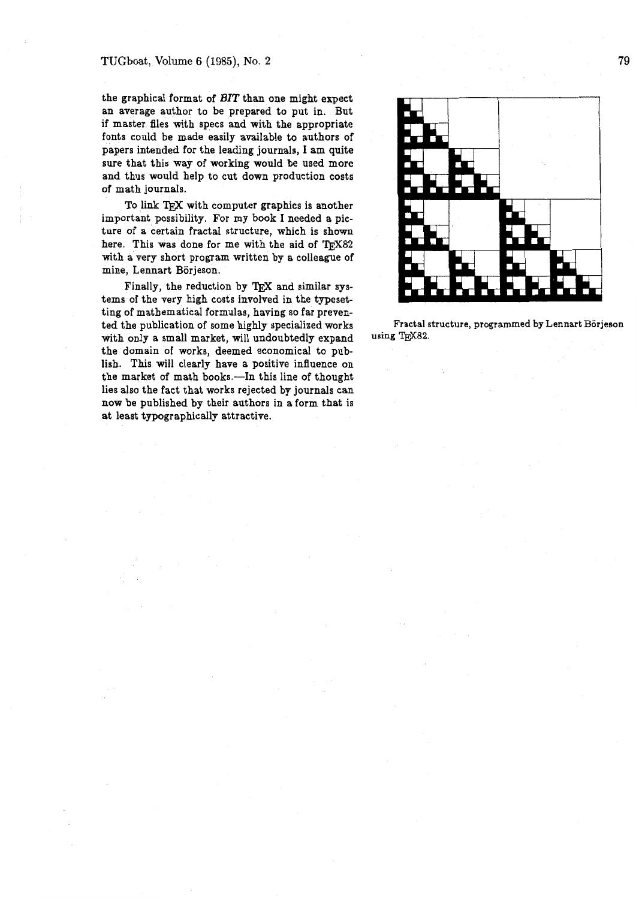the graphical format of *BIT* than one might expect an average author to be prepared to put in. But if master files with specs and with the appropriate fonts could be made easily available to authors of papers intended for the leading journals, I am quite sure that this way of working would be used more and thus would help to cut down production costs of math journals.

To link TEX with computer graphics is another important possibility. For my book I needed a picture of a certain fractal structure, which is shown here. This was done for me with the aid of TEX82 with a very short program written by a colleague of mine, Lennart Börjeson.

Finally, the reduction by TEX and similar systems of the very high costs involved in the typesetting of mathematical formulas, having so far prevented the publication of some highly specialized works with only a small market, will undoubtedly expand the domain of works, deemed economical to publish. This will clearly have a positive influence on the market of math books.—In this line of thought lies also the fact that works rejected by journals can now be published by their authors in a form that is at least typographically attractive.

Fractal structure, programmed by Lennart Börjeson using TEX82.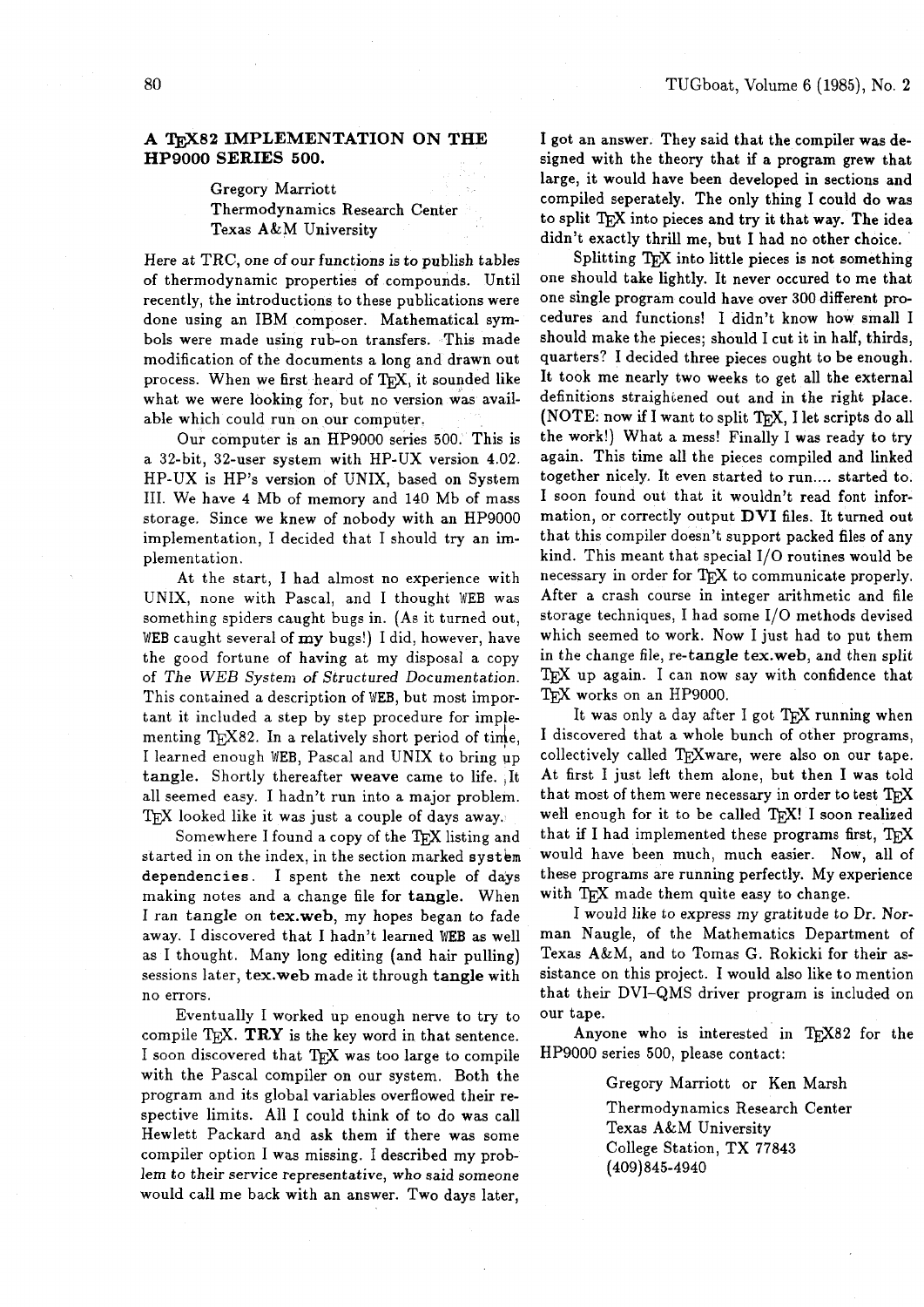## A TEX82 IMPLEMENTATION ON THE HP9000 SERIES 500.

Gregory Marriott
Thermodynamics Research Center
Texas A&M University

Here at TRC, one of our functions is to publish tables of thermodynamic properties of compounds. Until recently, the introductions to these publications were done using an IBM composer. Mathematical symbols were made using rub-on transfers. This made modification of the documents a long and drawn out process. When we first heard of TEX, it sounded like what we were looking for, but no version was available which could run on our computer.

Our computer is an HP9000 series 500. This is a 32-bit, 32-user system with HP-UX version 4.02. HP-UX is HP's version of UNIX, based on System III. We have 4 Mb of memory and 140 Mb of mass storage. Since we knew of nobody with an HP9000 implementation, I decided that I should try an implementation.

At the start, I had almost no experience with UNIX, none with Pascal, and I thought WEB was something spiders caught bugs in. (As it turned out, WEB caught several of **my** bugs!) I did, however, have the good fortune of having at my disposal a copy of *The WEB System of Structured Documentation.* This contained a description of WEB, but most important it included a step by step procedure for implementing TEX82. In a relatively short period of time, I learned enough WEB, Pascal and UNIX to bring up **tangle**. Shortly thereafter **weave** came to life. It all seemed easy. I hadn't run into a major problem. TEX looked like it was just a couple of days away.

Somewhere I found a copy of the TEX listing and started in on the index, in the section marked `system dependencies`. I spent the next couple of days making notes and a change file for **tangle**. When I ran **tangle** on **tex.web**, my hopes began to fade away. I discovered that I hadn't learned WEB as well as I thought. Many long editing (and hair pulling) sessions later, **tex.web** made it through **tangle** with no errors.

Eventually I worked up enough nerve to try to compile TEX. **TRY** is the key word in that sentence. I soon discovered that TEX was too large to compile with the Pascal compiler on our system. Both the program and its global variables overflowed their respective limits. All I could think of to do was call Hewlett Packard and ask them if there was some compiler option I was missing. I described my problem to their service representative, who said someone would call me back with an answer. Two days later, I got an answer. They said that the compiler was designed with the theory that if a program grew that large, it would have been developed in sections and compiled seperately. The only thing I could do was to split TEX into pieces and try it that way. The idea didn't exactly thrill me, but I had no other choice.

Splitting TEX into little pieces is not something one should take lightly. It never occured to me that one single program could have over 300 different procedures and functions! I didn't know how small I should make the pieces; should I cut it in half, thirds, quarters? I decided three pieces ought to be enough. It took me nearly two weeks to get all the external definitions straightened out and in the right place. (NOTE: now if I want to split TEX, I let scripts do all the work!) What a mess! Finally I was ready to try again. This time all the pieces compiled and linked together nicely. It even started to run.... started to. I soon found out that it wouldn't read font information, or correctly output **DVI** files. It turned out that this compiler doesn't support packed files of any kind. This meant that special I/O routines would be necessary in order for TEX to communicate properly. After a crash course in integer arithmetic and file storage techniques, I had some I/O methods devised which seemed to work. Now I just had to put them in the change file, re-**tangle tex.web**, and then split TEX up again. I can now say with confidence that TEX works on an HP9000.

It was only a day after I got TEX running when I discovered that a whole bunch of other programs, collectively called TEXware, were also on our tape. At first I just left them alone, but then I was told that most of them were necessary in order to test TEX well enough for it to be called TEX! I soon realized that if I had implemented these programs first, TEX would have been much, much easier. Now, all of these programs are running perfectly. My experience with TEX made them quite easy to change.

I would like to express my gratitude to Dr. Norman Naugle, of the Mathematics Department of Texas A&M, and to Tomas G. Rokicki for their assistance on this project. I would also like to mention that their DVI-QMS driver program is included on our tape.

Anyone who is interested in TEX82 for the HP9000 series 500, please contact:

Gregory Marriott or Ken Marsh
Thermodynamics Research Center
Texas A&M University
College Station, TX 77843
(409)845-4940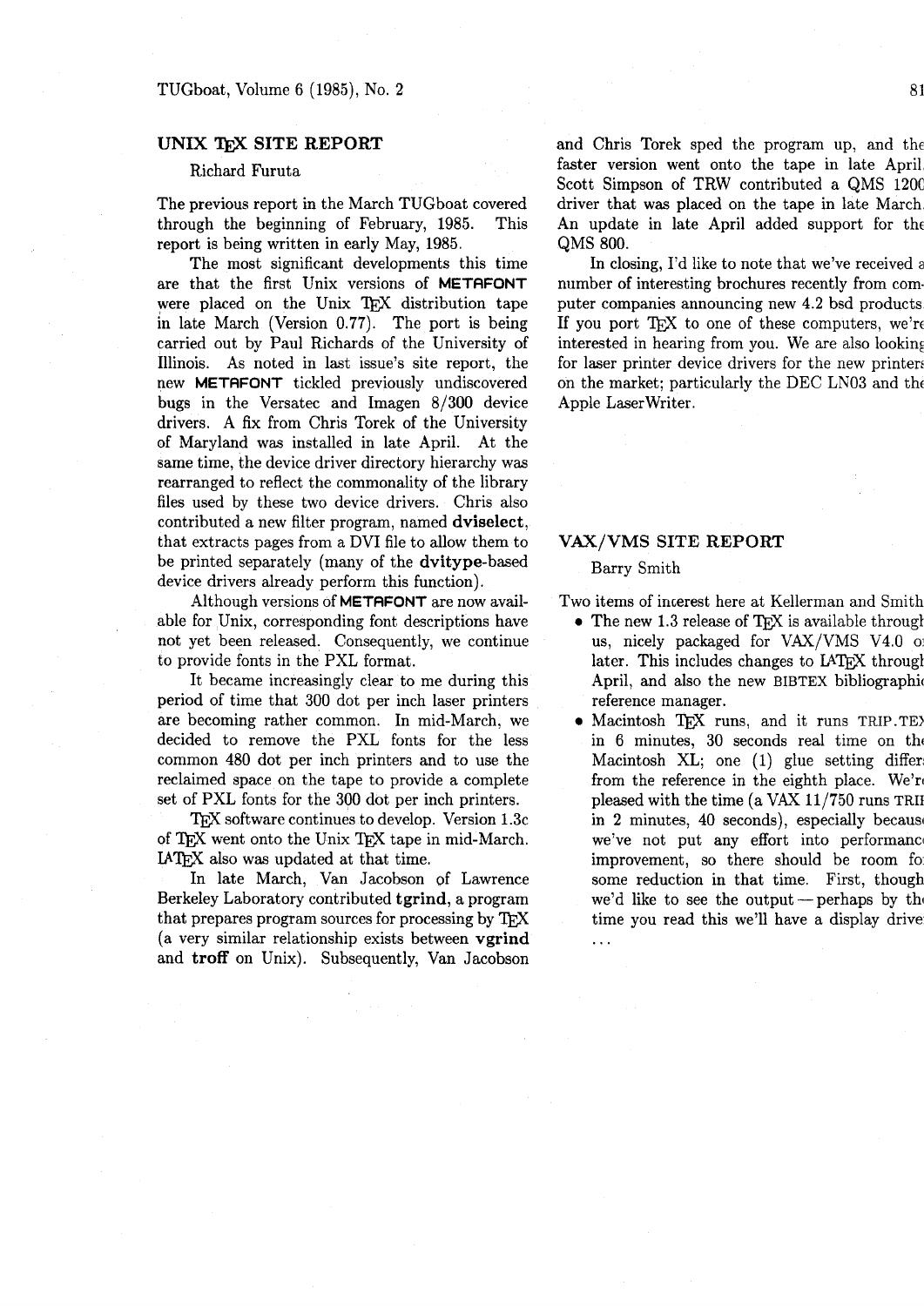## UNIX TEX SITE REPORT

Richard Furuta

The previous report in the March TUGboat covered through the beginning of February, 1985. This report is being written in early May, 1985.

The most significant developments this time are that the first Unix versions of **METAFONT** were placed on the Unix TEX distribution tape in late March (Version 0.77). The port is being carried out by Paul Richards of the University of Illinois. As noted in last issue's site report, the new **METAFONT** tickled previously undiscovered bugs in the Versatec and Imagen 8/300 device drivers. A fix from Chris Torek of the University of Maryland was installed in late April. At the same time, the device driver directory hierarchy was rearranged to reflect the commonality of the library files used by these two device drivers. Chris also contributed a new filter program, named **dviselect**, that extracts pages from a DVI file to allow them to be printed separately (many of the **dvitype**-based device drivers already perform this function).

Although versions of **METAFONT** are now available for Unix, corresponding font descriptions have not yet been released. Consequently, we continue to provide fonts in the PXL format.

It became increasingly clear to me during this period of time that 300 dot per inch laser printers are becoming rather common. In mid-March, we decided to remove the PXL fonts for the less common 480 dot per inch printers and to use the reclaimed space on the tape to provide a complete set of PXL fonts for the 300 dot per inch printers.

TEX software continues to develop. Version 1.3c of TEX went onto the Unix TEX tape in mid-March. LATEX also was updated at that time.

In late March, Van Jacobson of Lawrence Berkeley Laboratory contributed **tgrind**, a program that prepares program sources for processing by TEX (a very similar relationship exists between **vgrind** and **troff** on Unix). Subsequently, Van Jacobson and Chris Torek sped the program up, and the faster version went onto the tape in late April. Scott Simpson of TRW contributed a QMS 1200 driver that was placed on the tape in late March. An update in late April added support for the QMS 800.

In closing, I'd like to note that we've received a number of interesting brochures recently from computer companies announcing new 4.2 bsd products. If you port TEX to one of these computers, we're interested in hearing from you. We are also looking for laser printer device drivers for the new printers on the market; particularly the DEC LN03 and the Apple LaserWriter.

## VAX/VMS SITE REPORT

Barry Smith

Two items of interest here at Kellerman and Smith:

- The new 1.3 release of TEX is available through us, nicely packaged for VAX/VMS V4.0 or later. This includes changes to LATEX through April, and also the new BIBTEX bibliographic reference manager.
- Macintosh TEX runs, and it runs TRIP.TEX in 6 minutes, 30 seconds real time on the Macintosh XL; one (1) glue setting differs from the reference in the eighth place. We're pleased with the time (a VAX 11/750 runs TRIP in 2 minutes, 40 seconds), especially because we've not put any effort into performance improvement, so there should be room for some reduction in that time. First, though, we'd like to see the output — perhaps by the time you read this we'll have a display driver ...